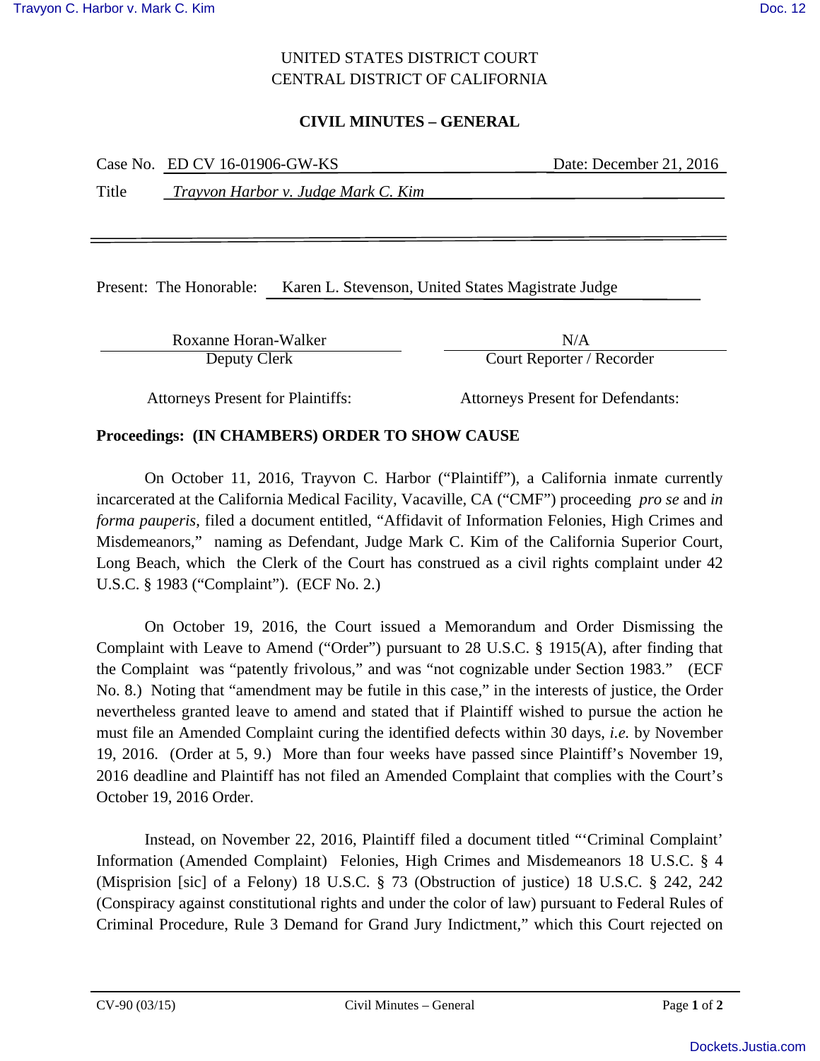UNITED STATES DISTRICT COURT
CENTRAL DISTRICT OF CALIFORNIA

**CIVIL MINUTES – GENERAL**

Case No. ED CV 16-01906-GW-KS Date: December 21, 2016

Title *Trayvon Harbor v. Judge Mark C. Kim*

Present: The Honorable: Karen L. Stevenson, United States Magistrate Judge

| Roxanne Horan-Walker | N/A |
|---|---|
| Deputy Clerk | Court Reporter / Recorder |

| Attorneys Present for Plaintiffs: | Attorneys Present for Defendants: |
|---|---|

**Proceedings: (IN CHAMBERS) ORDER TO SHOW CAUSE**

On October 11, 2016, Trayvon C. Harbor ("Plaintiff"), a California inmate currently incarcerated at the California Medical Facility, Vacaville, CA ("CMF") proceeding *pro se* and *in forma pauperis*, filed a document entitled, "Affidavit of Information Felonies, High Crimes and Misdemeanors," naming as Defendant, Judge Mark C. Kim of the California Superior Court, Long Beach, which the Clerk of the Court has construed as a civil rights complaint under 42 U.S.C. § 1983 ("Complaint"). (ECF No. 2.)

On October 19, 2016, the Court issued a Memorandum and Order Dismissing the Complaint with Leave to Amend ("Order") pursuant to 28 U.S.C. § 1915(A), after finding that the Complaint was "patently frivolous," and was "not cognizable under Section 1983." (ECF No. 8.) Noting that "amendment may be futile in this case," in the interests of justice, the Order nevertheless granted leave to amend and stated that if Plaintiff wished to pursue the action he must file an Amended Complaint curing the identified defects within 30 days, *i.e.* by November 19, 2016. (Order at 5, 9.) More than four weeks have passed since Plaintiff's November 19, 2016 deadline and Plaintiff has not filed an Amended Complaint that complies with the Court's October 19, 2016 Order.

Instead, on November 22, 2016, Plaintiff filed a document titled "'Criminal Complaint' Information (Amended Complaint) Felonies, High Crimes and Misdemeanors 18 U.S.C. § 4 (Misprision [sic] of a Felony) 18 U.S.C. § 73 (Obstruction of justice) 18 U.S.C. § 242, 242 (Conspiracy against constitutional rights and under the color of law) pursuant to Federal Rules of Criminal Procedure, Rule 3 Demand for Grand Jury Indictment," which this Court rejected on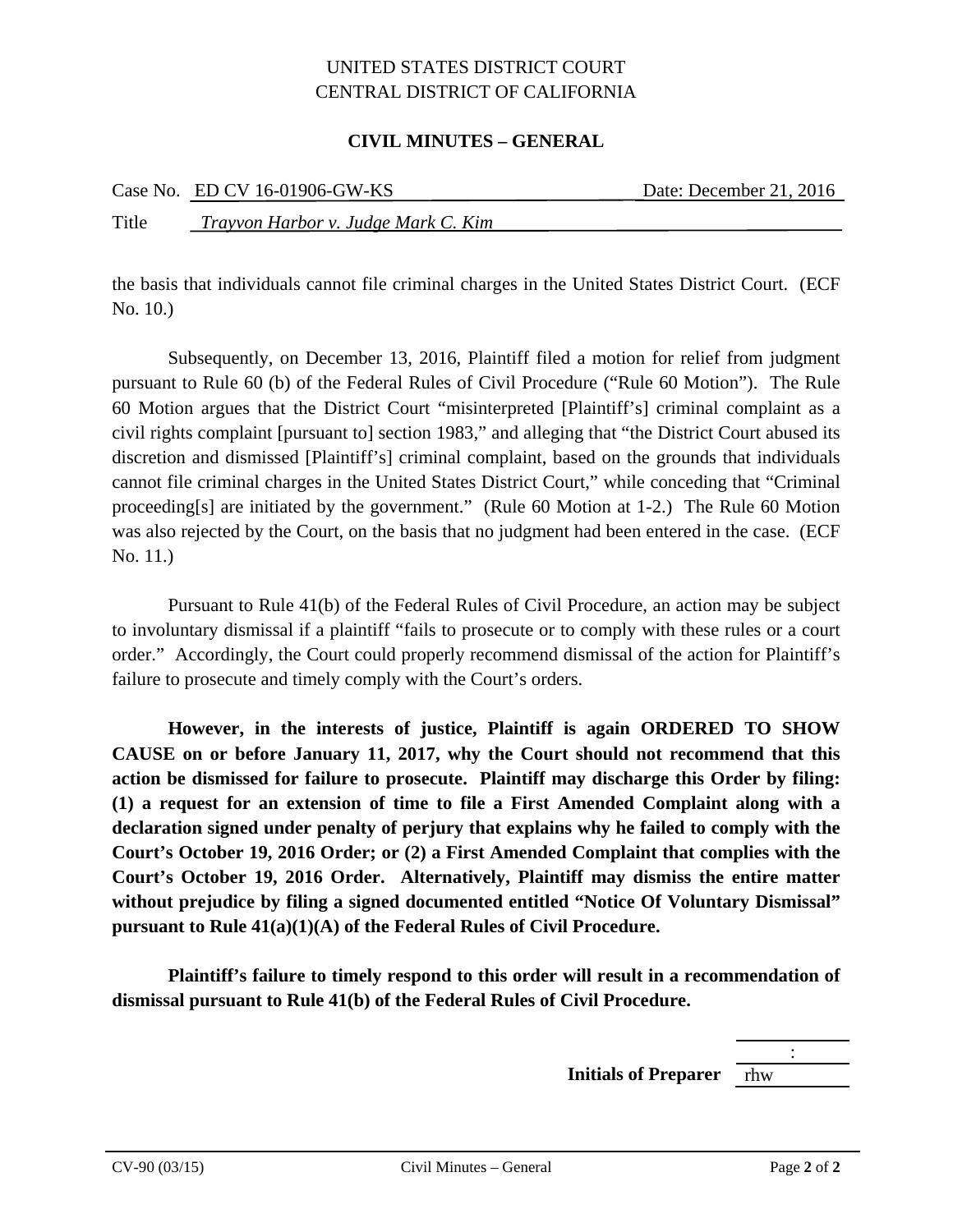UNITED STATES DISTRICT COURT
CENTRAL DISTRICT OF CALIFORNIA

**CIVIL MINUTES – GENERAL**

Case No. ED CV 16-01906-GW-KS Date: December 21, 2016

Title *Trayvon Harbor v. Judge Mark C. Kim*

the basis that individuals cannot file criminal charges in the United States District Court. (ECF No. 10.)

Subsequently, on December 13, 2016, Plaintiff filed a motion for relief from judgment pursuant to Rule 60 (b) of the Federal Rules of Civil Procedure ("Rule 60 Motion"). The Rule 60 Motion argues that the District Court "misinterpreted [Plaintiff's] criminal complaint as a civil rights complaint [pursuant to] section 1983," and alleging that "the District Court abused its discretion and dismissed [Plaintiff's] criminal complaint, based on the grounds that individuals cannot file criminal charges in the United States District Court," while conceding that "Criminal proceeding[s] are initiated by the government." (Rule 60 Motion at 1-2.) The Rule 60 Motion was also rejected by the Court, on the basis that no judgment had been entered in the case. (ECF No. 11.)

Pursuant to Rule 41(b) of the Federal Rules of Civil Procedure, an action may be subject to involuntary dismissal if a plaintiff "fails to prosecute or to comply with these rules or a court order." Accordingly, the Court could properly recommend dismissal of the action for Plaintiff's failure to prosecute and timely comply with the Court's orders.

**However, in the interests of justice, Plaintiff is again ORDERED TO SHOW CAUSE on or before January 11, 2017, why the Court should not recommend that this action be dismissed for failure to prosecute. Plaintiff may discharge this Order by filing: (1) a request for an extension of time to file a First Amended Complaint along with a declaration signed under penalty of perjury that explains why he failed to comply with the Court's October 19, 2016 Order; or (2) a First Amended Complaint that complies with the Court's October 19, 2016 Order. Alternatively, Plaintiff may dismiss the entire matter without prejudice by filing a signed documented entitled "Notice Of Voluntary Dismissal" pursuant to Rule 41(a)(1)(A) of the Federal Rules of Civil Procedure.**

**Plaintiff's failure to timely respond to this order will result in a recommendation of dismissal pursuant to Rule 41(b) of the Federal Rules of Civil Procedure.**

:

**Initials of Preparer** rhw

CV-90 (03/15) Civil Minutes – General